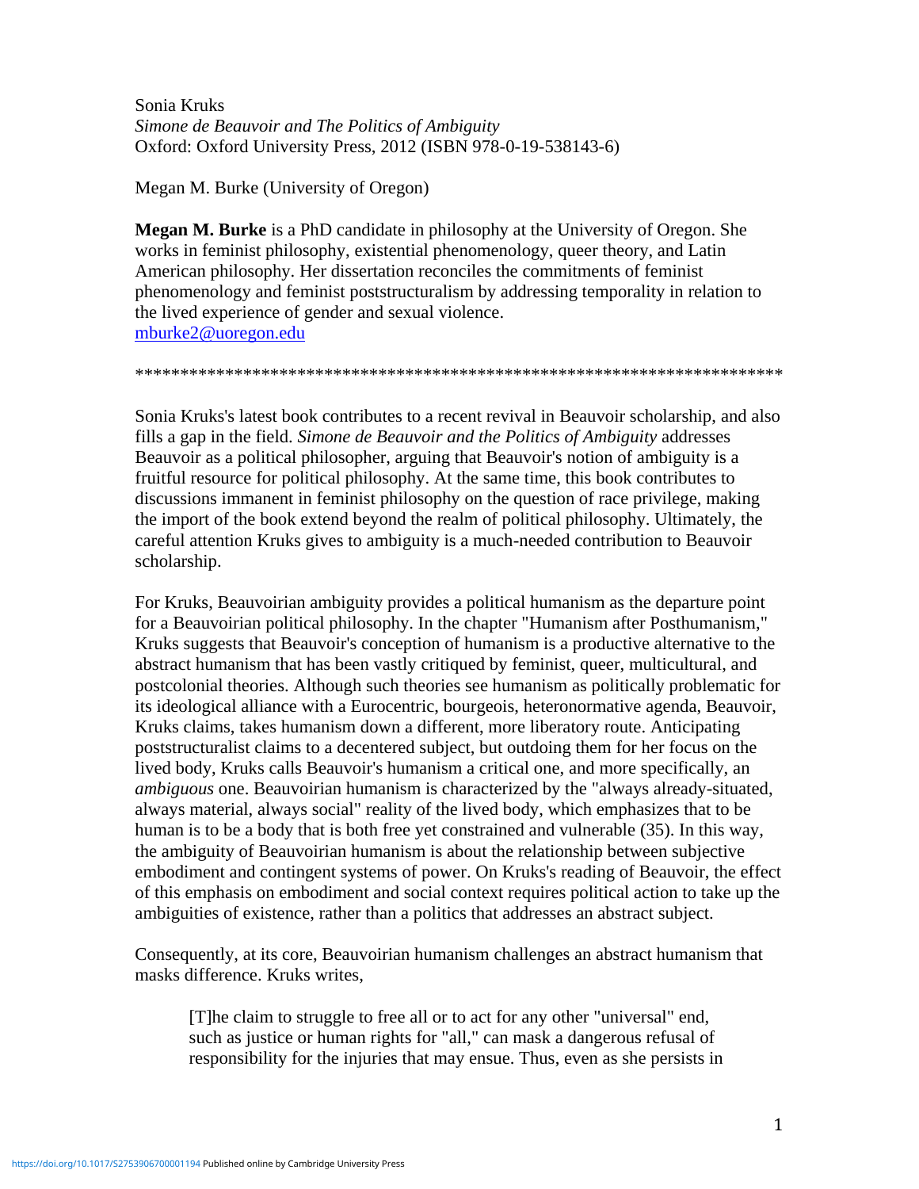Sonia Kruks
*Simone de Beauvoir and The Politics of Ambiguity*
Oxford: Oxford University Press, 2012 (ISBN 978-0-19-538143-6)

Megan M. Burke (University of Oregon)

**Megan M. Burke** is a PhD candidate in philosophy at the University of Oregon. She works in feminist philosophy, existential phenomenology, queer theory, and Latin American philosophy. Her dissertation reconciles the commitments of feminist phenomenology and feminist poststructuralism by addressing temporality in relation to the lived experience of gender and sexual violence.
mburke2@uoregon.edu

\*\*\*\*\*\*\*\*\*\*\*\*\*\*\*\*\*\*\*\*\*\*\*\*\*\*\*\*\*\*\*\*\*\*\*\*\*\*\*\*\*\*\*\*\*\*\*\*\*\*\*\*\*\*\*\*\*\*\*\*\*\*\*\*\*\*\*\*\*\*\*\*

Sonia Kruks's latest book contributes to a recent revival in Beauvoir scholarship, and also fills a gap in the field. *Simone de Beauvoir and the Politics of Ambiguity* addresses Beauvoir as a political philosopher, arguing that Beauvoir's notion of ambiguity is a fruitful resource for political philosophy. At the same time, this book contributes to discussions immanent in feminist philosophy on the question of race privilege, making the import of the book extend beyond the realm of political philosophy. Ultimately, the careful attention Kruks gives to ambiguity is a much-needed contribution to Beauvoir scholarship.

For Kruks, Beauvoirian ambiguity provides a political humanism as the departure point for a Beauvoirian political philosophy. In the chapter "Humanism after Posthumanism," Kruks suggests that Beauvoir's conception of humanism is a productive alternative to the abstract humanism that has been vastly critiqued by feminist, queer, multicultural, and postcolonial theories. Although such theories see humanism as politically problematic for its ideological alliance with a Eurocentric, bourgeois, heteronormative agenda, Beauvoir, Kruks claims, takes humanism down a different, more liberatory route. Anticipating poststructuralist claims to a decentered subject, but outdoing them for her focus on the lived body, Kruks calls Beauvoir's humanism a critical one, and more specifically, an *ambiguous* one. Beauvoirian humanism is characterized by the "always already-situated, always material, always social" reality of the lived body, which emphasizes that to be human is to be a body that is both free yet constrained and vulnerable (35). In this way, the ambiguity of Beauvoirian humanism is about the relationship between subjective embodiment and contingent systems of power. On Kruks's reading of Beauvoir, the effect of this emphasis on embodiment and social context requires political action to take up the ambiguities of existence, rather than a politics that addresses an abstract subject.

Consequently, at its core, Beauvoirian humanism challenges an abstract humanism that masks difference. Kruks writes,

> [T]he claim to struggle to free all or to act for any other "universal" end, such as justice or human rights for "all," can mask a dangerous refusal of responsibility for the injuries that may ensue. Thus, even as she persists in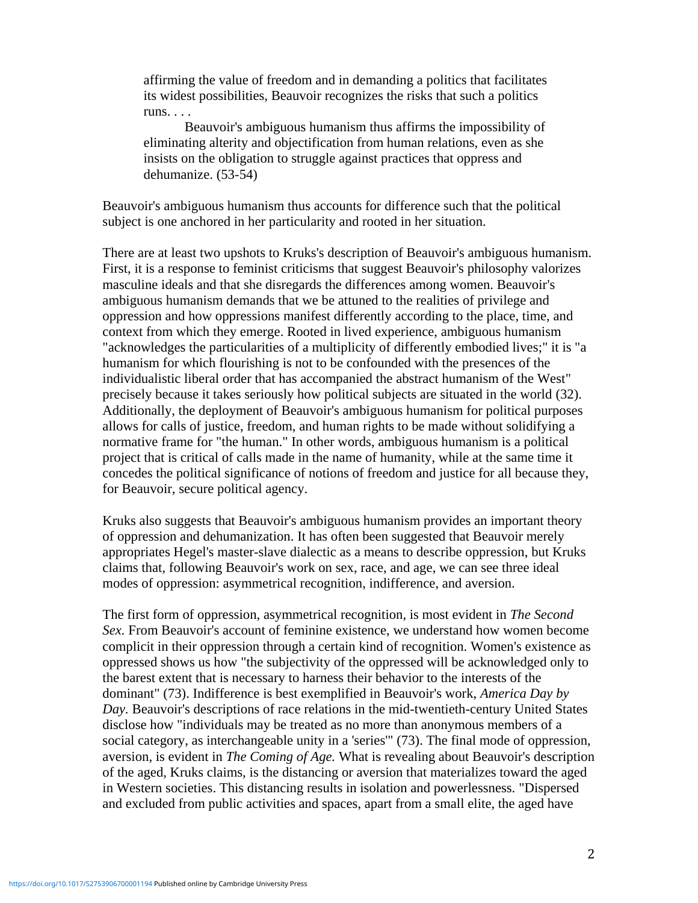> affirming the value of freedom and in demanding a politics that facilitates its widest possibilities, Beauvoir recognizes the risks that such a politics runs. . . .
>
> Beauvoir's ambiguous humanism thus affirms the impossibility of eliminating alterity and objectification from human relations, even as she insists on the obligation to struggle against practices that oppress and dehumanize. (53-54)

Beauvoir's ambiguous humanism thus accounts for difference such that the political subject is one anchored in her particularity and rooted in her situation.

There are at least two upshots to Kruks's description of Beauvoir's ambiguous humanism. First, it is a response to feminist criticisms that suggest Beauvoir's philosophy valorizes masculine ideals and that she disregards the differences among women. Beauvoir's ambiguous humanism demands that we be attuned to the realities of privilege and oppression and how oppressions manifest differently according to the place, time, and context from which they emerge. Rooted in lived experience, ambiguous humanism "acknowledges the particularities of a multiplicity of differently embodied lives;" it is "a humanism for which flourishing is not to be confounded with the presences of the individualistic liberal order that has accompanied the abstract humanism of the West" precisely because it takes seriously how political subjects are situated in the world (32). Additionally, the deployment of Beauvoir's ambiguous humanism for political purposes allows for calls of justice, freedom, and human rights to be made without solidifying a normative frame for "the human." In other words, ambiguous humanism is a political project that is critical of calls made in the name of humanity, while at the same time it concedes the political significance of notions of freedom and justice for all because they, for Beauvoir, secure political agency.

Kruks also suggests that Beauvoir's ambiguous humanism provides an important theory of oppression and dehumanization. It has often been suggested that Beauvoir merely appropriates Hegel's master-slave dialectic as a means to describe oppression, but Kruks claims that, following Beauvoir's work on sex, race, and age, we can see three ideal modes of oppression: asymmetrical recognition, indifference, and aversion.

The first form of oppression, asymmetrical recognition, is most evident in *The Second Sex.* From Beauvoir's account of feminine existence, we understand how women become complicit in their oppression through a certain kind of recognition. Women's existence as oppressed shows us how "the subjectivity of the oppressed will be acknowledged only to the barest extent that is necessary to harness their behavior to the interests of the dominant" (73). Indifference is best exemplified in Beauvoir's work, *America Day by Day*. Beauvoir's descriptions of race relations in the mid-twentieth-century United States disclose how "individuals may be treated as no more than anonymous members of a social category, as interchangeable unity in a 'series'" (73). The final mode of oppression, aversion, is evident in *The Coming of Age.* What is revealing about Beauvoir's description of the aged, Kruks claims, is the distancing or aversion that materializes toward the aged in Western societies. This distancing results in isolation and powerlessness. "Dispersed and excluded from public activities and spaces, apart from a small elite, the aged have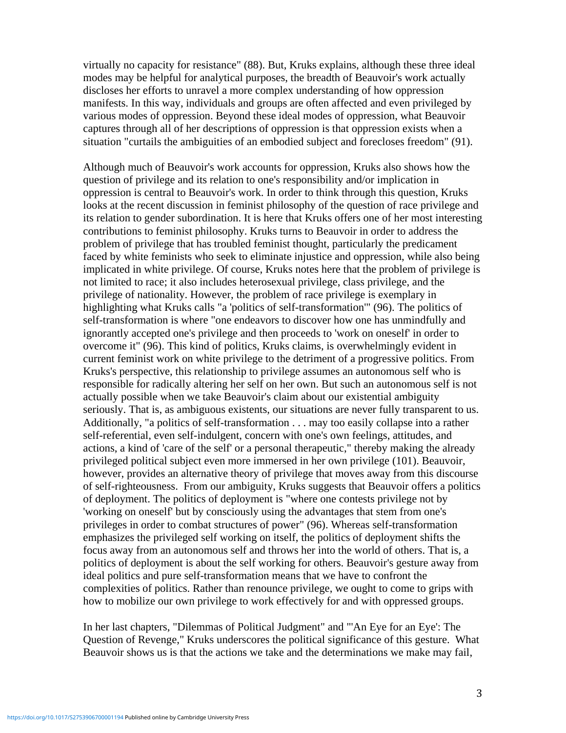virtually no capacity for resistance" (88). But, Kruks explains, although these three ideal modes may be helpful for analytical purposes, the breadth of Beauvoir's work actually discloses her efforts to unravel a more complex understanding of how oppression manifests. In this way, individuals and groups are often affected and even privileged by various modes of oppression. Beyond these ideal modes of oppression, what Beauvoir captures through all of her descriptions of oppression is that oppression exists when a situation "curtails the ambiguities of an embodied subject and forecloses freedom" (91).

Although much of Beauvoir's work accounts for oppression, Kruks also shows how the question of privilege and its relation to one's responsibility and/or implication in oppression is central to Beauvoir's work. In order to think through this question, Kruks looks at the recent discussion in feminist philosophy of the question of race privilege and its relation to gender subordination. It is here that Kruks offers one of her most interesting contributions to feminist philosophy. Kruks turns to Beauvoir in order to address the problem of privilege that has troubled feminist thought, particularly the predicament faced by white feminists who seek to eliminate injustice and oppression, while also being implicated in white privilege. Of course, Kruks notes here that the problem of privilege is not limited to race; it also includes heterosexual privilege, class privilege, and the privilege of nationality. However, the problem of race privilege is exemplary in highlighting what Kruks calls "a 'politics of self-transformation'" (96). The politics of self-transformation is where "one endeavors to discover how one has unmindfully and ignorantly accepted one's privilege and then proceeds to 'work on oneself' in order to overcome it" (96). This kind of politics, Kruks claims, is overwhelmingly evident in current feminist work on white privilege to the detriment of a progressive politics. From Kruks's perspective, this relationship to privilege assumes an autonomous self who is responsible for radically altering her self on her own. But such an autonomous self is not actually possible when we take Beauvoir's claim about our existential ambiguity seriously. That is, as ambiguous existents, our situations are never fully transparent to us. Additionally, "a politics of self-transformation . . . may too easily collapse into a rather self-referential, even self-indulgent, concern with one's own feelings, attitudes, and actions, a kind of 'care of the self' or a personal therapeutic," thereby making the already privileged political subject even more immersed in her own privilege (101). Beauvoir, however, provides an alternative theory of privilege that moves away from this discourse of self-righteousness. From our ambiguity, Kruks suggests that Beauvoir offers a politics of deployment. The politics of deployment is "where one contests privilege not by 'working on oneself' but by consciously using the advantages that stem from one's privileges in order to combat structures of power" (96). Whereas self-transformation emphasizes the privileged self working on itself, the politics of deployment shifts the focus away from an autonomous self and throws her into the world of others. That is, a politics of deployment is about the self working for others. Beauvoir's gesture away from ideal politics and pure self-transformation means that we have to confront the complexities of politics. Rather than renounce privilege, we ought to come to grips with how to mobilize our own privilege to work effectively for and with oppressed groups.

In her last chapters, "Dilemmas of Political Judgment" and "'An Eye for an Eye': The Question of Revenge," Kruks underscores the political significance of this gesture. What Beauvoir shows us is that the actions we take and the determinations we make may fail,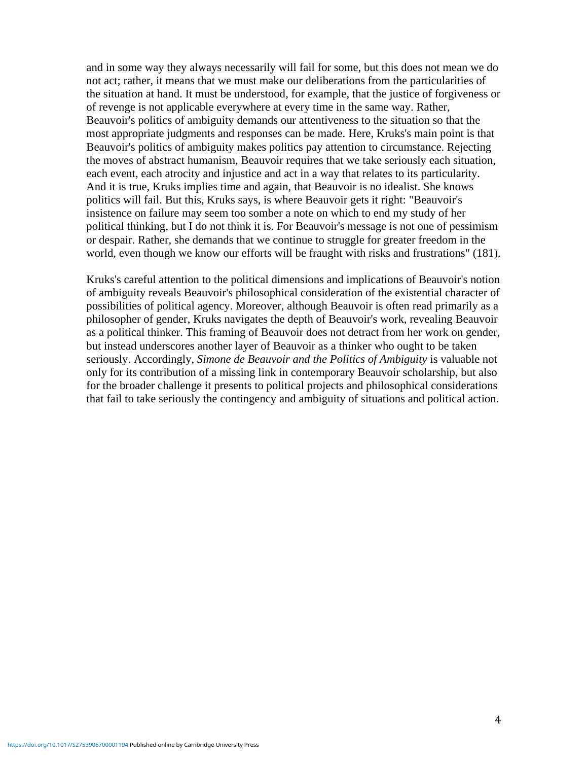and in some way they always necessarily will fail for some, but this does not mean we do not act; rather, it means that we must make our deliberations from the particularities of the situation at hand. It must be understood, for example, that the justice of forgiveness or of revenge is not applicable everywhere at every time in the same way. Rather, Beauvoir's politics of ambiguity demands our attentiveness to the situation so that the most appropriate judgments and responses can be made. Here, Kruks's main point is that Beauvoir's politics of ambiguity makes politics pay attention to circumstance. Rejecting the moves of abstract humanism, Beauvoir requires that we take seriously each situation, each event, each atrocity and injustice and act in a way that relates to its particularity. And it is true, Kruks implies time and again, that Beauvoir is no idealist. She knows politics will fail. But this, Kruks says, is where Beauvoir gets it right: "Beauvoir's insistence on failure may seem too somber a note on which to end my study of her political thinking, but I do not think it is. For Beauvoir's message is not one of pessimism or despair. Rather, she demands that we continue to struggle for greater freedom in the world, even though we know our efforts will be fraught with risks and frustrations" (181).

Kruks's careful attention to the political dimensions and implications of Beauvoir's notion of ambiguity reveals Beauvoir's philosophical consideration of the existential character of possibilities of political agency. Moreover, although Beauvoir is often read primarily as a philosopher of gender, Kruks navigates the depth of Beauvoir's work, revealing Beauvoir as a political thinker. This framing of Beauvoir does not detract from her work on gender, but instead underscores another layer of Beauvoir as a thinker who ought to be taken seriously. Accordingly, *Simone de Beauvoir and the Politics of Ambiguity* is valuable not only for its contribution of a missing link in contemporary Beauvoir scholarship, but also for the broader challenge it presents to political projects and philosophical considerations that fail to take seriously the contingency and ambiguity of situations and political action.